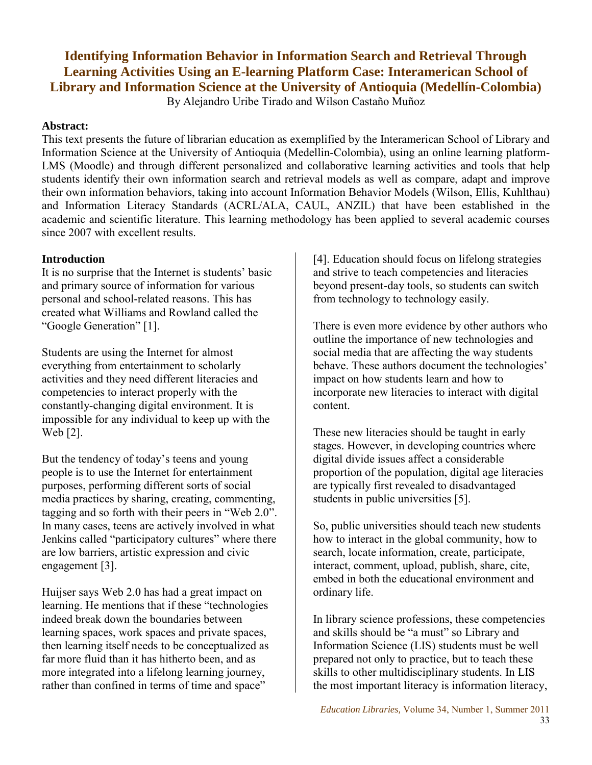# Identifying Information Behavior in Information Search and Retrieval Through Learning Activities Using an E-learning Platform Case: Interamerican School of Library and Information Science at the University of Antioquia (Medellín-Colombia)

By Alejandro Uribe Tirado and Wilson Castaño Muñoz

**Abstract:**

This text presents the future of librarian education as exemplified by the Interamerican School of Library and Information Science at the University of Antioquia (Medellin-Colombia), using an online learning platform-LMS (Moodle) and through different personalized and collaborative learning activities and tools that help students identify their own information search and retrieval models as well as compare, adapt and improve their own information behaviors, taking into account Information Behavior Models (Wilson, Ellis, Kuhlthau) and Information Literacy Standards (ACRL/ALA, CAUL, ANZIL) that have been established in the academic and scientific literature. This learning methodology has been applied to several academic courses since 2007 with excellent results.

## Introduction

It is no surprise that the Internet is students' basic and primary source of information for various personal and school-related reasons. This has created what Williams and Rowland called the "Google Generation" [1].

Students are using the Internet for almost everything from entertainment to scholarly activities and they need different literacies and competencies to interact properly with the constantly-changing digital environment. It is impossible for any individual to keep up with the Web [2].

But the tendency of today's teens and young people is to use the Internet for entertainment purposes, performing different sorts of social media practices by sharing, creating, commenting, tagging and so forth with their peers in "Web 2.0". In many cases, teens are actively involved in what Jenkins called "participatory cultures" where there are low barriers, artistic expression and civic engagement [3].

Huijser says Web 2.0 has had a great impact on learning. He mentions that if these "technologies indeed break down the boundaries between learning spaces, work spaces and private spaces, then learning itself needs to be conceptualized as far more fluid than it has hitherto been, and as more integrated into a lifelong learning journey, rather than confined in terms of time and space" [4]. Education should focus on lifelong strategies and strive to teach competencies and literacies beyond present-day tools, so students can switch from technology to technology easily.

There is even more evidence by other authors who outline the importance of new technologies and social media that are affecting the way students behave. These authors document the technologies' impact on how students learn and how to incorporate new literacies to interact with digital content.

These new literacies should be taught in early stages. However, in developing countries where digital divide issues affect a considerable proportion of the population, digital age literacies are typically first revealed to disadvantaged students in public universities [5].

So, public universities should teach new students how to interact in the global community, how to search, locate information, create, participate, interact, comment, upload, publish, share, cite, embed in both the educational environment and ordinary life.

In library science professions, these competencies and skills should be "a must" so Library and Information Science (LIS) students must be well prepared not only to practice, but to teach these skills to other multidisciplinary students. In LIS the most important literacy is information literacy,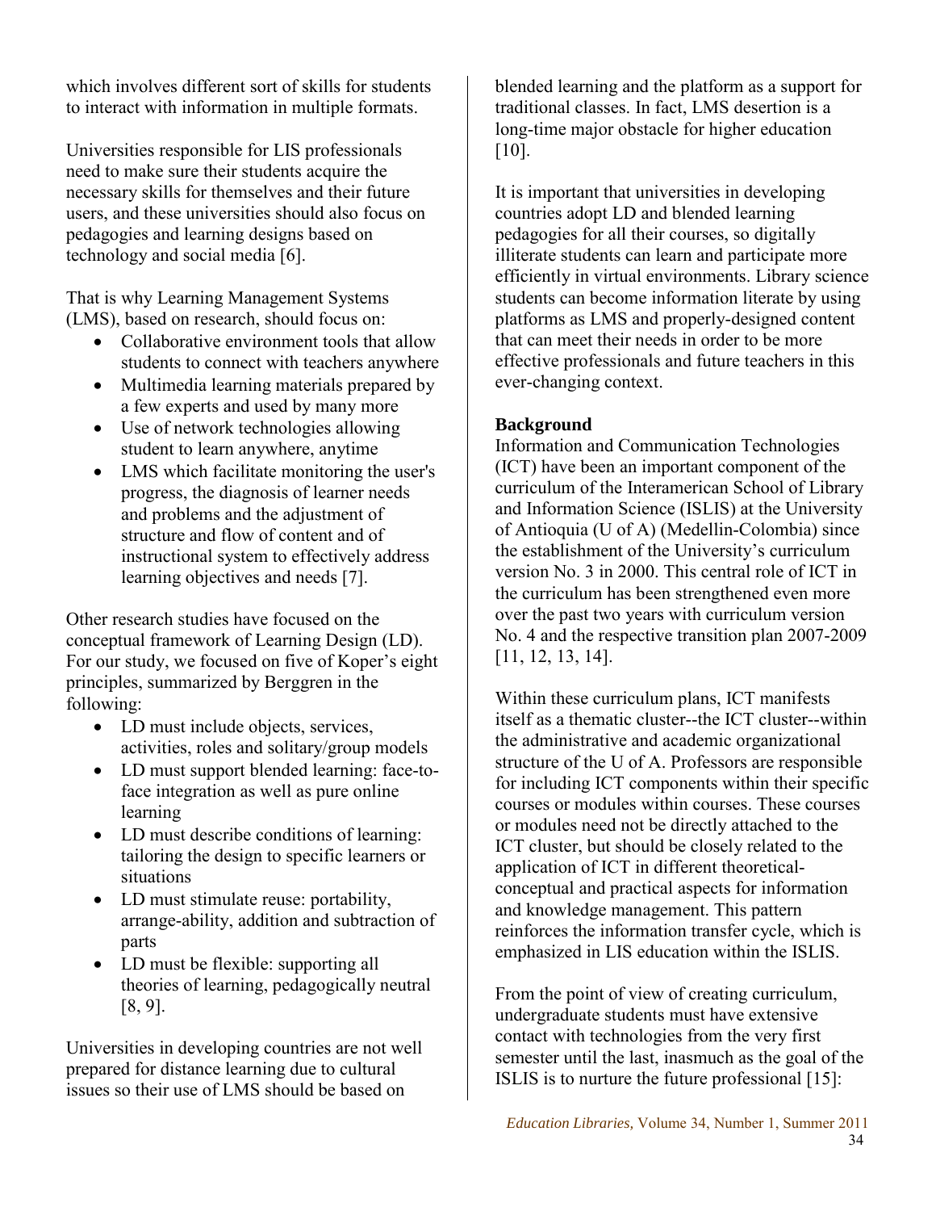which involves different sort of skills for students to interact with information in multiple formats.

Universities responsible for LIS professionals need to make sure their students acquire the necessary skills for themselves and their future users, and these universities should also focus on pedagogies and learning designs based on technology and social media [6].

That is why Learning Management Systems (LMS), based on research, should focus on:

- Collaborative environment tools that allow students to connect with teachers anywhere
- Multimedia learning materials prepared by a few experts and used by many more
- Use of network technologies allowing student to learn anywhere, anytime
- LMS which facilitate monitoring the user's progress, the diagnosis of learner needs and problems and the adjustment of structure and flow of content and of instructional system to effectively address learning objectives and needs [7].

Other research studies have focused on the conceptual framework of Learning Design (LD). For our study, we focused on five of Koper's eight principles, summarized by Berggren in the following:

- LD must include objects, services, activities, roles and solitary/group models
- LD must support blended learning: face-to-face integration as well as pure online learning
- LD must describe conditions of learning: tailoring the design to specific learners or situations
- LD must stimulate reuse: portability, arrange-ability, addition and subtraction of parts
- LD must be flexible: supporting all theories of learning, pedagogically neutral [8, 9].

Universities in developing countries are not well prepared for distance learning due to cultural issues so their use of LMS should be based on blended learning and the platform as a support for traditional classes. In fact, LMS desertion is a long-time major obstacle for higher education [10].

It is important that universities in developing countries adopt LD and blended learning pedagogies for all their courses, so digitally illiterate students can learn and participate more efficiently in virtual environments. Library science students can become information literate by using platforms as LMS and properly-designed content that can meet their needs in order to be more effective professionals and future teachers in this ever-changing context.

**Background**

Information and Communication Technologies (ICT) have been an important component of the curriculum of the Interamerican School of Library and Information Science (ISLIS) at the University of Antioquia (U of A) (Medellin-Colombia) since the establishment of the University's curriculum version No. 3 in 2000. This central role of ICT in the curriculum has been strengthened even more over the past two years with curriculum version No. 4 and the respective transition plan 2007-2009 [11, 12, 13, 14].

Within these curriculum plans, ICT manifests itself as a thematic cluster--the ICT cluster--within the administrative and academic organizational structure of the U of A. Professors are responsible for including ICT components within their specific courses or modules within courses. These courses or modules need not be directly attached to the ICT cluster, but should be closely related to the application of ICT in different theoretical-conceptual and practical aspects for information and knowledge management. This pattern reinforces the information transfer cycle, which is emphasized in LIS education within the ISLIS.

From the point of view of creating curriculum, undergraduate students must have extensive contact with technologies from the very first semester until the last, inasmuch as the goal of the ISLIS is to nurture the future professional [15]: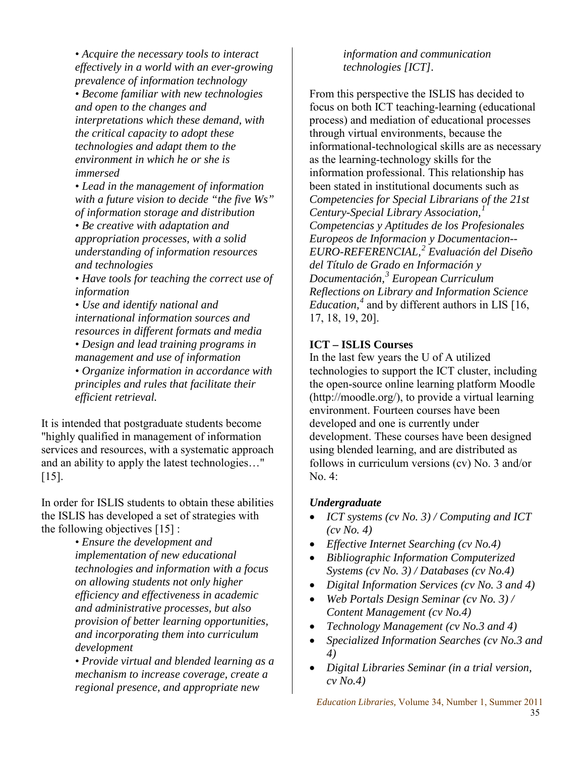- *Acquire the necessary tools to interact effectively in a world with an ever-growing prevalence of information technology*
- *Become familiar with new technologies and open to the changes and interpretations which these demand, with the critical capacity to adopt these technologies and adapt them to the environment in which he or she is immersed*
- *Lead in the management of information with a future vision to decide "the five Ws" of information storage and distribution*
- *Be creative with adaptation and appropriation processes, with a solid understanding of information resources and technologies*
- *Have tools for teaching the correct use of information*
- *Use and identify national and international information sources and resources in different formats and media*
- *Design and lead training programs in management and use of information*
- *Organize information in accordance with principles and rules that facilitate their efficient retrieval.*

It is intended that postgraduate students become "highly qualified in management of information services and resources, with a systematic approach and an ability to apply the latest technologies…" [15].

In order for ISLIS students to obtain these abilities the ISLIS has developed a set of strategies with the following objectives [15] :

- *Ensure the development and implementation of new educational technologies and information with a focus on allowing students not only higher efficiency and effectiveness in academic and administrative processes, but also provision of better learning opportunities, and incorporating them into curriculum development*
- *Provide virtual and blended learning as a mechanism to increase coverage, create a regional presence, and appropriate new information and communication technologies [ICT].*

From this perspective the ISLIS has decided to focus on both ICT teaching-learning (educational process) and mediation of educational processes through virtual environments, because the informational-technological skills are as necessary as the learning-technology skills for the information professional. This relationship has been stated in institutional documents such as *Competencies for Special Librarians of the 21st Century-Special Library Association,*[1] *Competencias y Aptitudes de los Profesionales Europeos de Informacion y Documentacion--EURO-REFERENCIAL,*[2] *Evaluación del Diseño del Título de Grado en Información y Documentación,*[3] *European Curriculum Reflections on Library and Information Science Education,*[4] and by different authors in LIS [16, 17, 18, 19, 20].

**ICT – ISLIS Courses**

In the last few years the U of A utilized technologies to support the ICT cluster, including the open-source online learning platform Moodle (http://moodle.org/), to provide a virtual learning environment. Fourteen courses have been developed and one is currently under development. These courses have been designed using blended learning, and are distributed as follows in curriculum versions (cv) No. 3 and/or No. 4:

***Undergraduate***

- *ICT systems (cv No. 3) / Computing and ICT (cv No. 4)*
- *Effective Internet Searching (cv No.4)*
- *Bibliographic Information Computerized Systems (cv No. 3) / Databases (cv No.4)*
- *Digital Information Services (cv No. 3 and 4)*
- *Web Portals Design Seminar (cv No. 3) / Content Management (cv No.4)*
- *Technology Management (cv No.3 and 4)*
- *Specialized Information Searches (cv No.3 and 4)*
- *Digital Libraries Seminar (in a trial version, cv No.4)*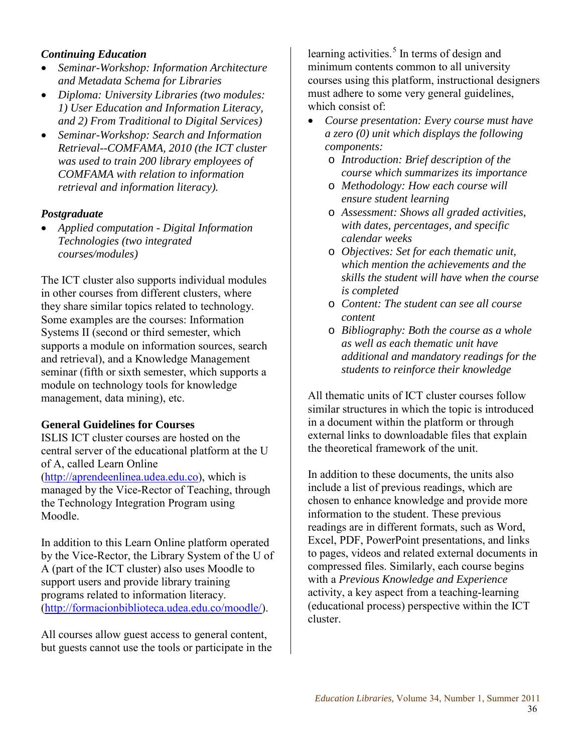### *Continuing Education*

- *Seminar-Workshop: Information Architecture and Metadata Schema for Libraries*
- *Diploma: University Libraries (two modules: 1) User Education and Information Literacy, and 2) From Traditional to Digital Services)*
- *Seminar-Workshop: Search and Information Retrieval--COMFAMA, 2010 (the ICT cluster was used to train 200 library employees of COMFAMA with relation to information retrieval and information literacy).*

### *Postgraduate*

- *Applied computation - Digital Information Technologies (two integrated courses/modules)*

The ICT cluster also supports individual modules in other courses from different clusters, where they share similar topics related to technology. Some examples are the courses: Information Systems II (second or third semester, which supports a module on information sources, search and retrieval), and a Knowledge Management seminar (fifth or sixth semester, which supports a module on technology tools for knowledge management, data mining), etc.

### **General Guidelines for Courses**

ISLIS ICT cluster courses are hosted on the central server of the educational platform at the U of A, called Learn Online (http://aprendeenlinea.udea.edu.co), which is managed by the Vice-Rector of Teaching, through the Technology Integration Program using Moodle.

In addition to this Learn Online platform operated by the Vice-Rector, the Library System of the U of A (part of the ICT cluster) also uses Moodle to support users and provide library training programs related to information literacy. (http://formacionbiblioteca.udea.edu.co/moodle/).

All courses allow guest access to general content, but guests cannot use the tools or participate in the learning activities.[5] In terms of design and minimum contents common to all university courses using this platform, instructional designers must adhere to some very general guidelines, which consist of:

- *Course presentation: Every course must have a zero (0) unit which displays the following components:*
  - *Introduction: Brief description of the course which summarizes its importance*
  - *Methodology: How each course will ensure student learning*
  - *Assessment: Shows all graded activities, with dates, percentages, and specific calendar weeks*
  - *Objectives: Set for each thematic unit, which mention the achievements and the skills the student will have when the course is completed*
  - *Content: The student can see all course content*
  - *Bibliography: Both the course as a whole as well as each thematic unit have additional and mandatory readings for the students to reinforce their knowledge*

All thematic units of ICT cluster courses follow similar structures in which the topic is introduced in a document within the platform or through external links to downloadable files that explain the theoretical framework of the unit.

In addition to these documents, the units also include a list of previous readings, which are chosen to enhance knowledge and provide more information to the student. These previous readings are in different formats, such as Word, Excel, PDF, PowerPoint presentations, and links to pages, videos and related external documents in compressed files. Similarly, each course begins with a *Previous Knowledge and Experience* activity, a key aspect from a teaching-learning (educational process) perspective within the ICT cluster.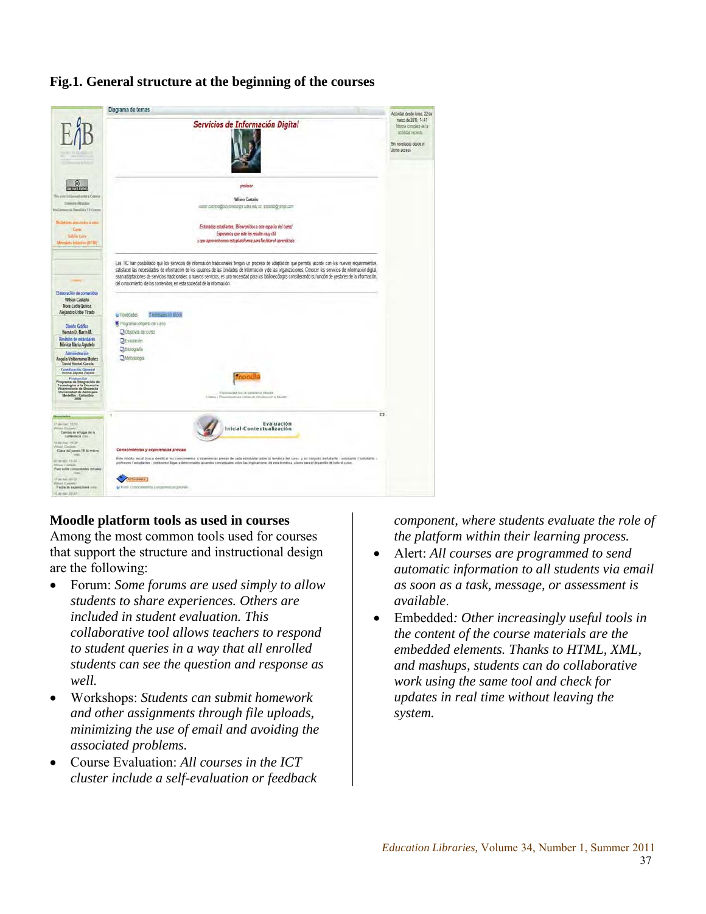**Fig.1. General structure at the beginning of the courses**

## Moodle platform tools as used in courses

Among the most common tools used for courses that support the structure and instructional design are the following:

- Forum: *Some forums are used simply to allow students to share experiences. Others are included in student evaluation. This collaborative tool allows teachers to respond to student queries in a way that all enrolled students can see the question and response as well.*
- Workshops: *Students can submit homework and other assignments through file uploads, minimizing the use of email and avoiding the associated problems.*
- Course Evaluation: *All courses in the ICT cluster include a self-evaluation or feedback component, where students evaluate the role of the platform within their learning process.*
- Alert: *All courses are programmed to send automatic information to all students via email as soon as a task, message, or assessment is available.*
- Embedded*: Other increasingly useful tools in the content of the course materials are the embedded elements. Thanks to HTML, XML, and mashups, students can do collaborative work using the same tool and check for updates in real time without leaving the system.*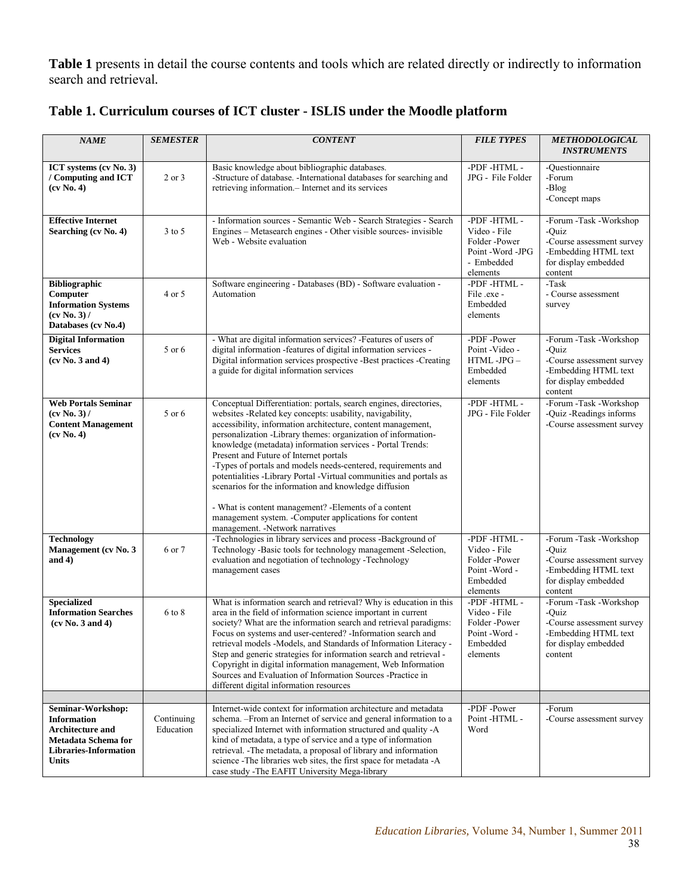**Table 1** presents in detail the course contents and tools which are related directly or indirectly to information search and retrieval.

### Table 1. Curriculum courses of ICT cluster - ISLIS under the Moodle platform

| *NAME* | *SEMESTER* | *CONTENT* | *FILE TYPES* | *METHODOLOGICAL INSTRUMENTS* |
|---|---|---|---|---|
| **ICT systems (cv No. 3) / Computing and ICT (cv No. 4)** | 2 or 3 | Basic knowledge about bibliographic databases. -Structure of database. -International databases for searching and retrieving information.– Internet and its services | -PDF -HTML - JPG - File Folder | -Questionnaire -Forum -Blog -Concept maps |
| **Effective Internet Searching (cv No. 4)** | 3 to 5 | - Information sources - Semantic Web - Search Strategies - Search Engines – Metasearch engines - Other visible sources- invisible Web - Website evaluation | -PDF -HTML - Video - File Folder -Power Point -Word -JPG - Embedded elements | -Forum -Task -Workshop -Quiz -Course assessment survey -Embedding HTML text for display embedded content |
| **Bibliographic Computer Information Systems (cv No. 3) / Databases (cv No.4)** | 4 or 5 | Software engineering - Databases (BD) - Software evaluation - Automation | -PDF -HTML - File .exe - Embedded elements | -Task - Course assessment survey |
| **Digital Information Services (cv No. 3 and 4)** | 5 or 6 | - What are digital information services? -Features of users of digital information -features of digital information services - Digital information services prospective -Best practices -Creating a guide for digital information services | -PDF -Power Point -Video - HTML -JPG – Embedded elements | -Forum -Task -Workshop -Quiz -Course assessment survey -Embedding HTML text for display embedded content |
| **Web Portals Seminar (cv No. 3) / Content Management (cv No. 4)** | 5 or 6 | Conceptual Differentiation: portals, search engines, directories, websites -Related key concepts: usability, navigability, accessibility, information architecture, content management, personalization -Library themes: organization of information-knowledge (metadata) information services - Portal Trends: Present and Future of Internet portals -Types of portals and models needs-centered, requirements and potentialities -Library Portal -Virtual communities and portals as scenarios for the information and knowledge diffusion<br><br>- What is content management? -Elements of a content management system. -Computer applications for content management. -Network narratives | -PDF -HTML - JPG - File Folder | -Forum -Task -Workshop -Quiz -Readings informs -Course assessment survey |
| **Technology Management (cv No. 3 and 4)** | 6 or 7 | -Technologies in library services and process -Background of Technology -Basic tools for technology management -Selection, evaluation and negotiation of technology -Technology management cases | -PDF -HTML - Video - File Folder -Power Point -Word - Embedded elements | -Forum -Task -Workshop -Quiz -Course assessment survey -Embedding HTML text for display embedded content |
| **Specialized Information Searches (cv No. 3 and 4)** | 6 to 8 | What is information search and retrieval? Why is education in this area in the field of information science important in current society? What are the information search and retrieval paradigms: Focus on systems and user-centered? -Information search and retrieval models -Models, and Standards of Information Literacy - Step and generic strategies for information search and retrieval - Copyright in digital information management, Web Information Sources and Evaluation of Information Sources -Practice in different digital information resources | -PDF -HTML - Video - File Folder -Power Point -Word - Embedded elements | -Forum -Task -Workshop -Quiz -Course assessment survey -Embedding HTML text for display embedded content |
| | | | | |
| **Seminar-Workshop: Information Architecture and Metadata Schema for Libraries-Information Units** | Continuing Education | Internet-wide context for information architecture and metadata schema. –From an Internet of service and general information to a specialized Internet with information structured and quality -A kind of metadata, a type of service and a type of information retrieval. -The metadata, a proposal of library and information science -The libraries web sites, the first space for metadata -A case study -The EAFIT University Mega-library | -PDF -Power Point -HTML - Word | -Forum -Course assessment survey |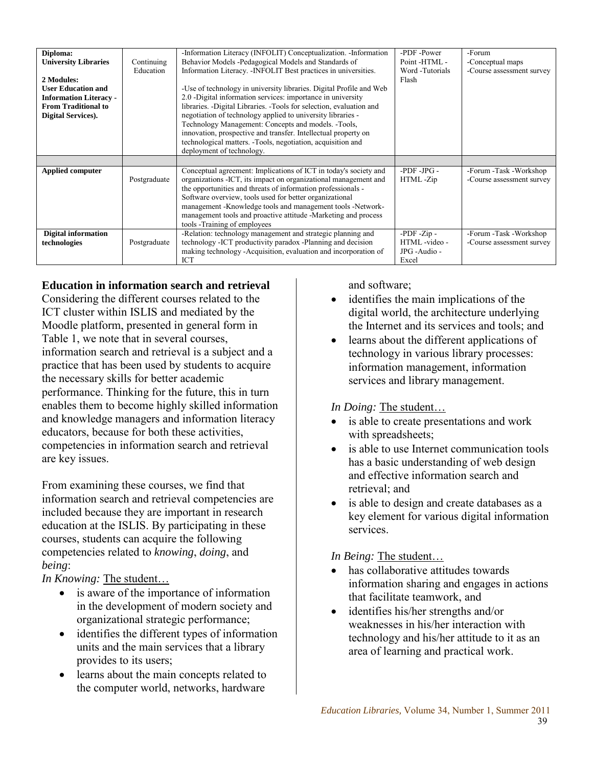| | | | | |
|---|---|---|---|---|
| **Diploma: University Libraries**<br><br>**2 Modules: User Education and Information Literacy - From Traditional to Digital Services).** | Continuing Education | -Information Literacy (INFOLIT) Conceptualization. -Information Behavior Models -Pedagogical Models and Standards of Information Literacy. -INFOLIT Best practices in universities.<br><br>-Use of technology in university libraries. Digital Profile and Web 2.0 -Digital information services: importance in university libraries. -Digital Libraries. -Tools for selection, evaluation and negotiation of technology applied to university libraries -Technology Management: Concepts and models. -Tools, innovation, prospective and transfer. Intellectual property on technological matters. -Tools, negotiation, acquisition and deployment of technology. | -PDF -Power Point -HTML -Word -Tutorials Flash | -Forum<br>-Conceptual maps<br>-Course assessment survey |
| | | | | |
| **Applied computer** | Postgraduate | Conceptual agreement: Implications of ICT in today's society and organizations -ICT, its impact on organizational management and the opportunities and threats of information professionals -Software overview, tools used for better organizational management -Knowledge tools and management tools -Network-management tools and proactive attitude -Marketing and process tools -Training of employees | -PDF -JPG -HTML -Zip | -Forum -Task -Workshop<br>-Course assessment survey |
| **Digital information technologies** | Postgraduate | -Relation: technology management and strategic planning and technology -ICT productivity paradox -Planning and decision making technology -Acquisition, evaluation and incorporation of ICT | -PDF -Zip -HTML -video -JPG -Audio -Excel | -Forum -Task -Workshop<br>-Course assessment survey |

## Education in information search and retrieval

Considering the different courses related to the ICT cluster within ISLIS and mediated by the Moodle platform, presented in general form in Table 1, we note that in several courses, information search and retrieval is a subject and a practice that has been used by students to acquire the necessary skills for better academic performance. Thinking for the future, this in turn enables them to become highly skilled information and knowledge managers and information literacy educators, because for both these activities, competencies in information search and retrieval are key issues.

From examining these courses, we find that information search and retrieval competencies are included because they are important in research education at the ISLIS. By participating in these courses, students can acquire the following competencies related to *knowing*, *doing*, and *being*:

*In Knowing:* <u>The student…</u>

- is aware of the importance of information in the development of modern society and organizational strategic performance;
- identifies the different types of information units and the main services that a library provides to its users;
- learns about the main concepts related to the computer world, networks, hardware and software;
- identifies the main implications of the digital world, the architecture underlying the Internet and its services and tools; and
- learns about the different applications of technology in various library processes: information management, information services and library management.

*In Doing:* <u>The student…</u>

- is able to create presentations and work with spreadsheets;
- is able to use Internet communication tools has a basic understanding of web design and effective information search and retrieval; and
- is able to design and create databases as a key element for various digital information services.

*In Being:* <u>The student…</u>

- has collaborative attitudes towards information sharing and engages in actions that facilitate teamwork, and
- identifies his/her strengths and/or weaknesses in his/her interaction with technology and his/her attitude to it as an area of learning and practical work.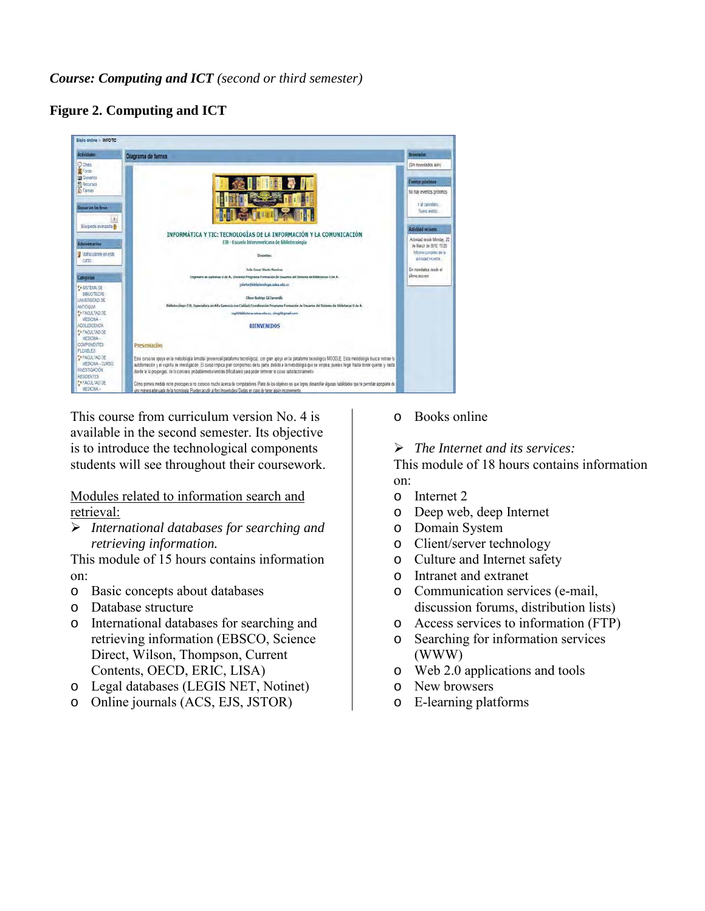***Course: Computing and ICT*** *(second or third semester)*

**Figure 2. Computing and ICT**

This course from curriculum version No. 4 is available in the second semester. Its objective is to introduce the technological components students will see throughout their coursework.

<u>Modules related to information search and retrieval:</u>

- *International databases for searching and retrieving information.*

This module of 15 hours contains information on:

- Basic concepts about databases
- Database structure
- International databases for searching and retrieving information (EBSCO, Science Direct, Wilson, Thompson, Current Contents, OECD, ERIC, LISA)
- Legal databases (LEGIS NET, Notinet)
- Online journals (ACS, EJS, JSTOR)
- Books online

- *The Internet and its services:*

This module of 18 hours contains information on:

- Internet 2
- Deep web, deep Internet
- Domain System
- Client/server technology
- Culture and Internet safety
- Intranet and extranet
- Communication services (e-mail, discussion forums, distribution lists)
- Access services to information (FTP)
- Searching for information services (WWW)
- Web 2.0 applications and tools
- New browsers
- E-learning platforms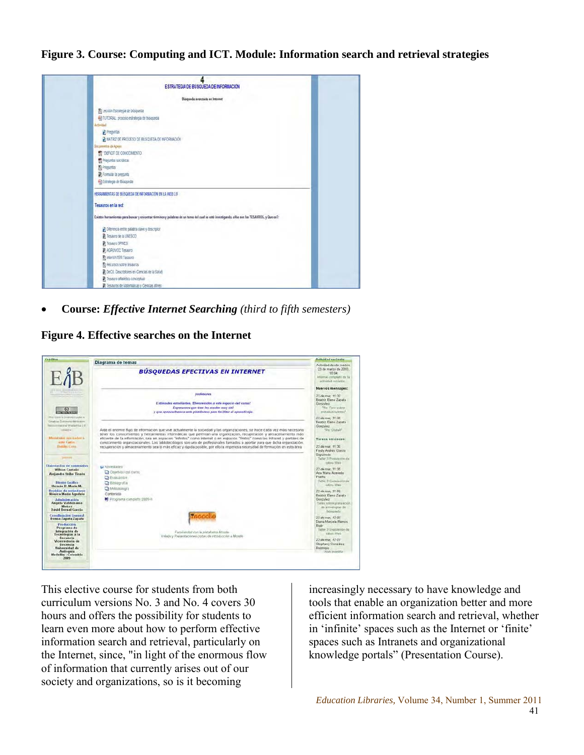**Figure 3. Course: Computing and ICT. Module: Information search and retrieval strategies**

- **Course:** ***Effective Internet Searching*** *(third to fifth semesters)*

**Figure 4. Effective searches on the Internet**

This elective course for students from both curriculum versions No. 3 and No. 4 covers 30 hours and offers the possibility for students to learn even more about how to perform effective information search and retrieval, particularly on the Internet, since, "in light of the enormous flow of information that currently arises out of our society and organizations, so is it becoming increasingly necessary to have knowledge and tools that enable an organization better and more efficient information search and retrieval, whether in 'infinite' spaces such as the Internet or 'finite' spaces such as Intranets and organizational knowledge portals" (Presentation Course).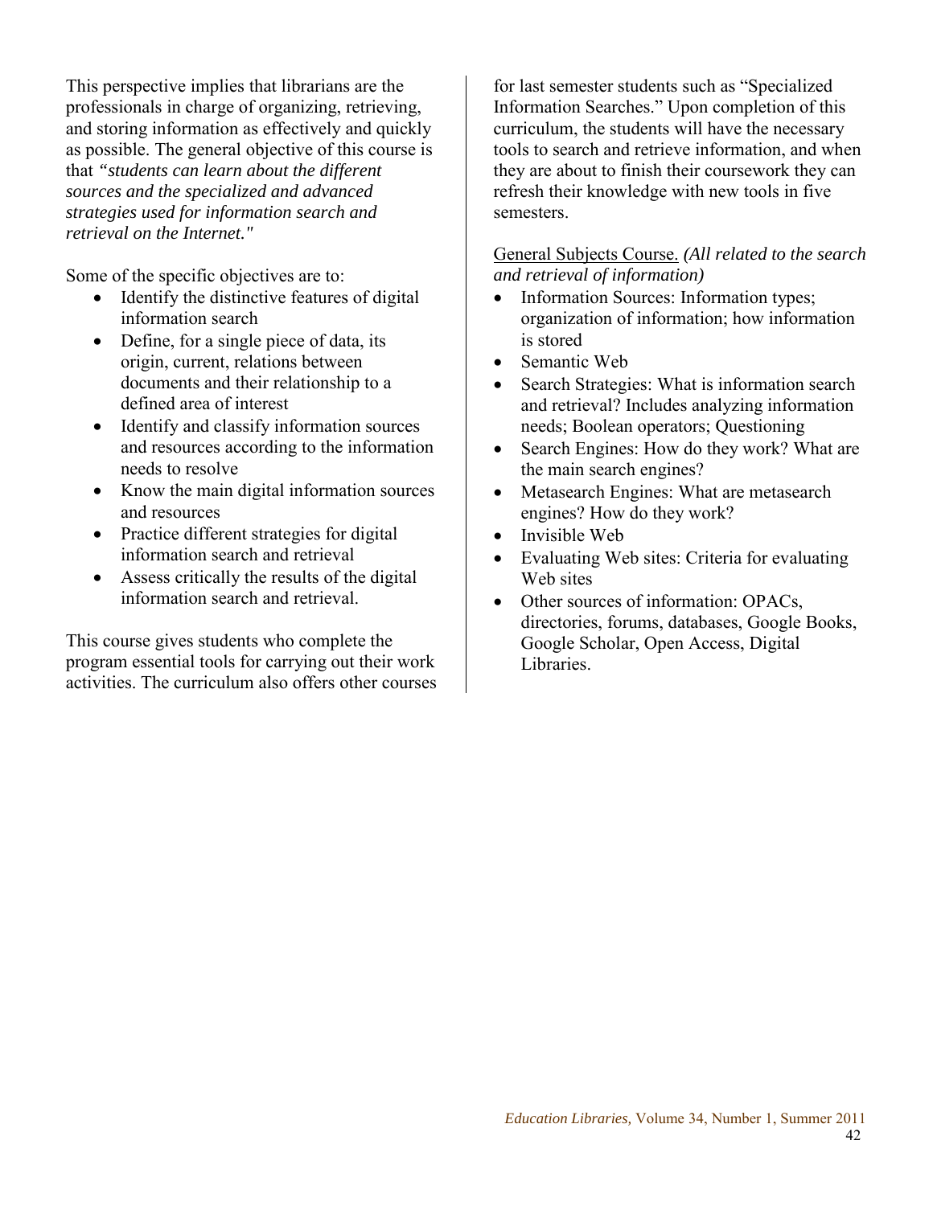This perspective implies that librarians are the professionals in charge of organizing, retrieving, and storing information as effectively and quickly as possible. The general objective of this course is that *"students can learn about the different sources and the specialized and advanced strategies used for information search and retrieval on the Internet."*

Some of the specific objectives are to:

- Identify the distinctive features of digital information search
- Define, for a single piece of data, its origin, current, relations between documents and their relationship to a defined area of interest
- Identify and classify information sources and resources according to the information needs to resolve
- Know the main digital information sources and resources
- Practice different strategies for digital information search and retrieval
- Assess critically the results of the digital information search and retrieval.

This course gives students who complete the program essential tools for carrying out their work activities. The curriculum also offers other courses for last semester students such as "Specialized Information Searches." Upon completion of this curriculum, the students will have the necessary tools to search and retrieve information, and when they are about to finish their coursework they can refresh their knowledge with new tools in five semesters.

<u>General Subjects Course.</u> *(All related to the search and retrieval of information)*

- Information Sources: Information types; organization of information; how information is stored
- Semantic Web
- Search Strategies: What is information search and retrieval? Includes analyzing information needs; Boolean operators; Questioning
- Search Engines: How do they work? What are the main search engines?
- Metasearch Engines: What are metasearch engines? How do they work?
- Invisible Web
- Evaluating Web sites: Criteria for evaluating Web sites
- Other sources of information: OPACs, directories, forums, databases, Google Books, Google Scholar, Open Access, Digital Libraries.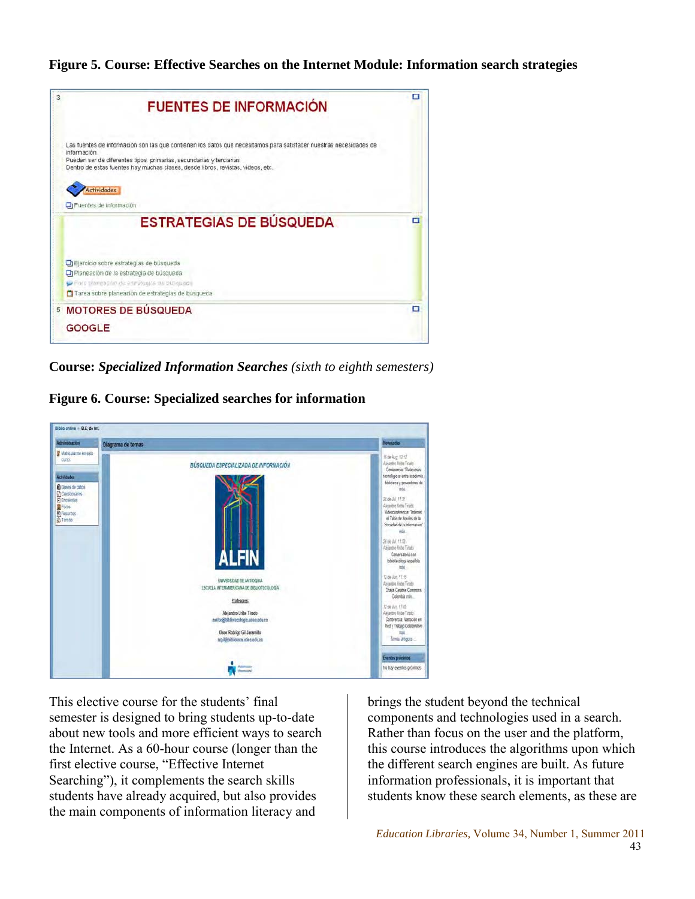**Figure 5. Course: Effective Searches on the Internet Module: Information search strategies**

**Course:** ***Specialized Information Searches*** *(sixth to eighth semesters)*

**Figure 6. Course: Specialized searches for information**

This elective course for the students' final semester is designed to bring students up-to-date about new tools and more efficient ways to search the Internet. As a 60-hour course (longer than the first elective course, "Effective Internet Searching"), it complements the search skills students have already acquired, but also provides the main components of information literacy and brings the student beyond the technical components and technologies used in a search. Rather than focus on the user and the platform, this course introduces the algorithms upon which the different search engines are built. As future information professionals, it is important that students know these search elements, as these are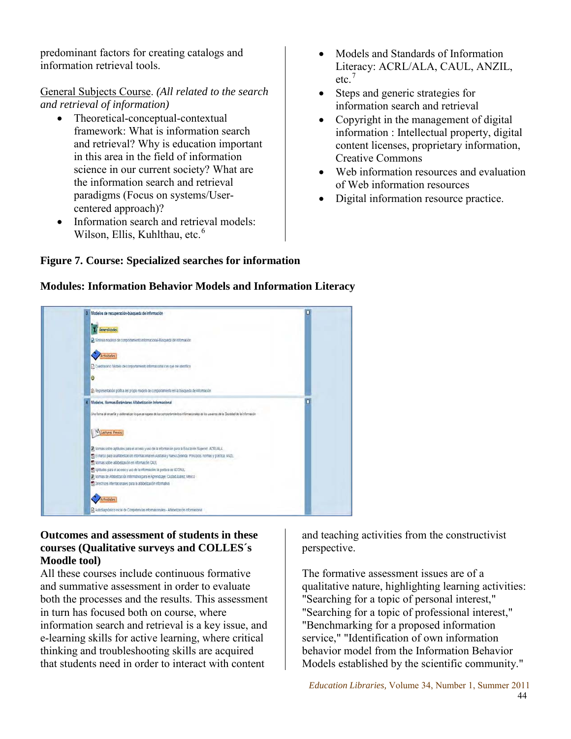predominant factors for creating catalogs and information retrieval tools.

General Subjects Course. *(All related to the search and retrieval of information)*

- Theoretical-conceptual-contextual framework: What is information search and retrieval? Why is education important in this area in the field of information science in our current society? What are the information search and retrieval paradigms (Focus on systems/User-centered approach)?
- Information search and retrieval models: Wilson, Ellis, Kuhlthau, etc.[6]
- Models and Standards of Information Literacy: ACRL/ALA, CAUL, ANZIL, etc.[7]
- Steps and generic strategies for information search and retrieval
- Copyright in the management of digital information : Intellectual property, digital content licenses, proprietary information, Creative Commons
- Web information resources and evaluation of Web information resources
- Digital information resource practice.

**Figure 7. Course: Specialized searches for information**

**Modules: Information Behavior Models and Information Literacy**

**Outcomes and assessment of students in these courses (Qualitative surveys and COLLES´s Moodle tool)**

All these courses include continuous formative and summative assessment in order to evaluate both the processes and the results. This assessment in turn has focused both on course, where information search and retrieval is a key issue, and e-learning skills for active learning, where critical thinking and troubleshooting skills are acquired that students need in order to interact with content and teaching activities from the constructivist perspective.

The formative assessment issues are of a qualitative nature, highlighting learning activities: "Searching for a topic of personal interest," "Searching for a topic of professional interest," "Benchmarking for a proposed information service," "Identification of own information behavior model from the Information Behavior Models established by the scientific community."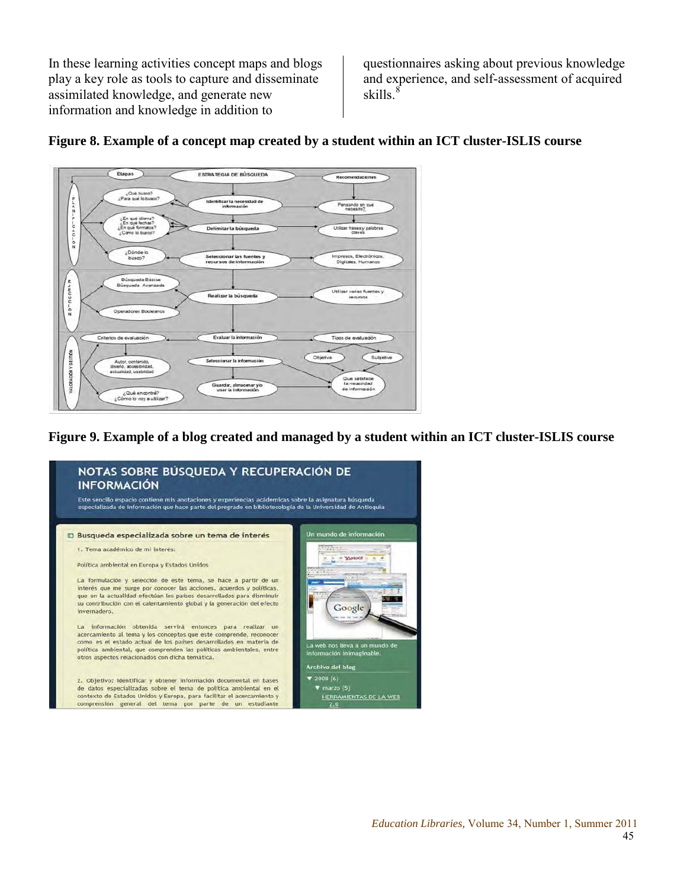In these learning activities concept maps and blogs play a key role as tools to capture and disseminate assimilated knowledge, and generate new information and knowledge in addition to questionnaires asking about previous knowledge and experience, and self-assessment of acquired skills.[8]

**Figure 8. Example of a concept map created by a student within an ICT cluster-ISLIS course**

**Figure 9. Example of a blog created and managed by a student within an ICT cluster-ISLIS course**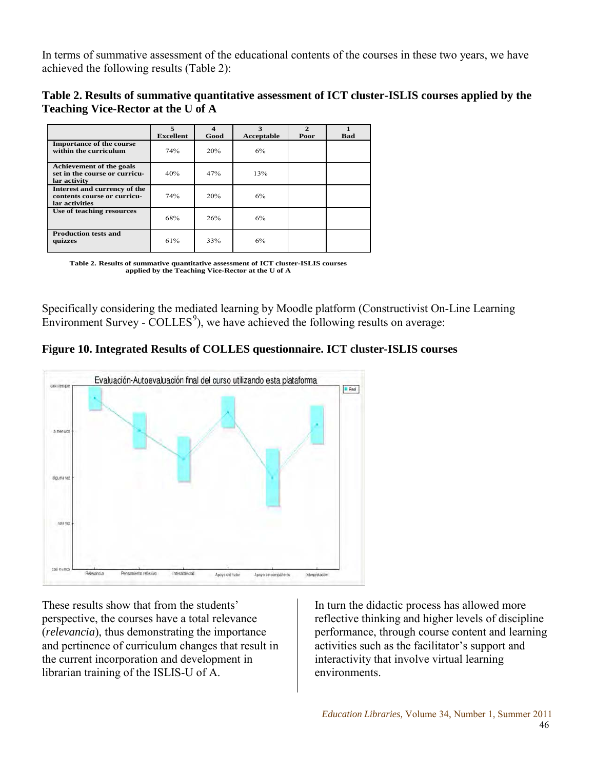In terms of summative assessment of the educational contents of the courses in these two years, we have achieved the following results (Table 2):

**Table 2. Results of summative quantitative assessment of ICT cluster-ISLIS courses applied by the Teaching Vice-Rector at the U of A**

| | 5 Excellent | 4 Good | 3 Acceptable | 2 Poor | 1 Bad |
|---|---|---|---|---|---|
| **Importance of the course within the curriculum** | 74% | 20% | 6% | | |
| **Achievement of the goals set in the course or curricular activity** | 40% | 47% | 13% | | |
| **Interest and currency of the contents course or curricular activities** | 74% | 20% | 6% | | |
| **Use of teaching resources** | 68% | 26% | 6% | | |
| **Production tests and quizzes** | 61% | 33% | 6% | | |

**Table 2. Results of summative quantitative assessment of ICT cluster-ISLIS courses applied by the Teaching Vice-Rector at the U of A**

Specifically considering the mediated learning by Moodle platform (Constructivist On-Line Learning Environment Survey - COLLES[9]), we have achieved the following results on average:

**Figure 10. Integrated Results of COLLES questionnaire. ICT cluster-ISLIS courses**

These results show that from the students' perspective, the courses have a total relevance (*relevancia*), thus demonstrating the importance and pertinence of curriculum changes that result in the current incorporation and development in librarian training of the ISLIS-U of A.

In turn the didactic process has allowed more reflective thinking and higher levels of discipline performance, through course content and learning activities such as the facilitator's support and interactivity that involve virtual learning environments.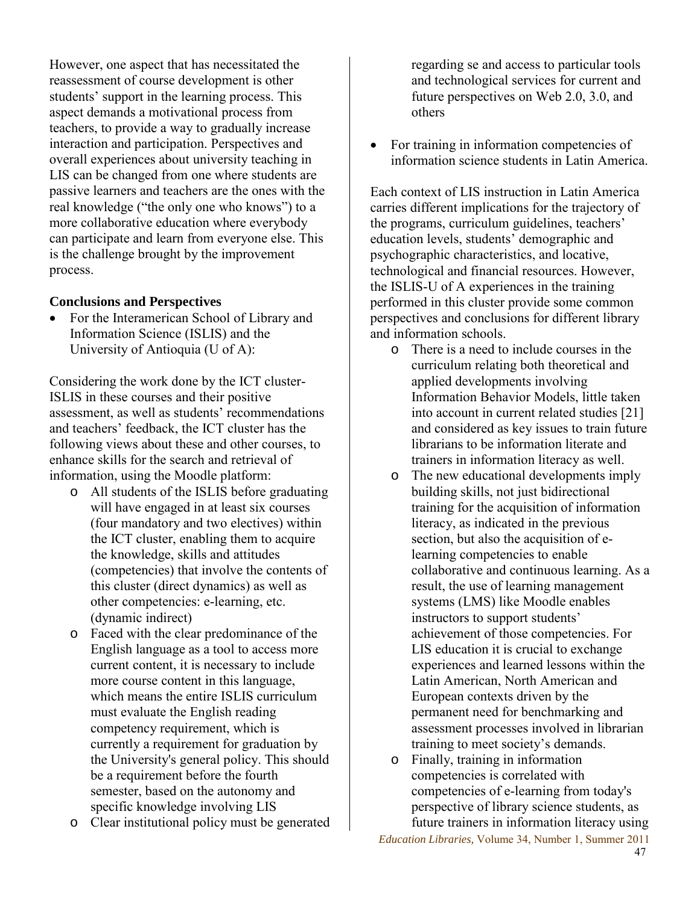However, one aspect that has necessitated the reassessment of course development is other students' support in the learning process. This aspect demands a motivational process from teachers, to provide a way to gradually increase interaction and participation. Perspectives and overall experiences about university teaching in LIS can be changed from one where students are passive learners and teachers are the ones with the real knowledge ("the only one who knows") to a more collaborative education where everybody can participate and learn from everyone else. This is the challenge brought by the improvement process.

### Conclusions and Perspectives

- For the Interamerican School of Library and Information Science (ISLIS) and the University of Antioquia (U of A):

Considering the work done by the ICT cluster-ISLIS in these courses and their positive assessment, as well as students' recommendations and teachers' feedback, the ICT cluster has the following views about these and other courses, to enhance skills for the search and retrieval of information, using the Moodle platform:

  - All students of the ISLIS before graduating will have engaged in at least six courses (four mandatory and two electives) within the ICT cluster, enabling them to acquire the knowledge, skills and attitudes (competencies) that involve the contents of this cluster (direct dynamics) as well as other competencies: e-learning, etc. (dynamic indirect)
  - Faced with the clear predominance of the English language as a tool to access more current content, it is necessary to include more course content in this language, which means the entire ISLIS curriculum must evaluate the English reading competency requirement, which is currently a requirement for graduation by the University's general policy. This should be a requirement before the fourth semester, based on the autonomy and specific knowledge involving LIS
  - Clear institutional policy must be generated regarding se and access to particular tools and technological services for current and future perspectives on Web 2.0, 3.0, and others

- For training in information competencies of information science students in Latin America.

Each context of LIS instruction in Latin America carries different implications for the trajectory of the programs, curriculum guidelines, teachers' education levels, students' demographic and psychographic characteristics, and locative, technological and financial resources. However, the ISLIS-U of A experiences in the training performed in this cluster provide some common perspectives and conclusions for different library and information schools.

  - There is a need to include courses in the curriculum relating both theoretical and applied developments involving Information Behavior Models, little taken into account in current related studies [21] and considered as key issues to train future librarians to be information literate and trainers in information literacy as well.
  - The new educational developments imply building skills, not just bidirectional training for the acquisition of information literacy, as indicated in the previous section, but also the acquisition of e-learning competencies to enable collaborative and continuous learning. As a result, the use of learning management systems (LMS) like Moodle enables instructors to support students' achievement of those competencies. For LIS education it is crucial to exchange experiences and learned lessons within the Latin American, North American and European contexts driven by the permanent need for benchmarking and assessment processes involved in librarian training to meet society's demands.
  - Finally, training in information competencies is correlated with competencies of e-learning from today's perspective of library science students, as future trainers in information literacy using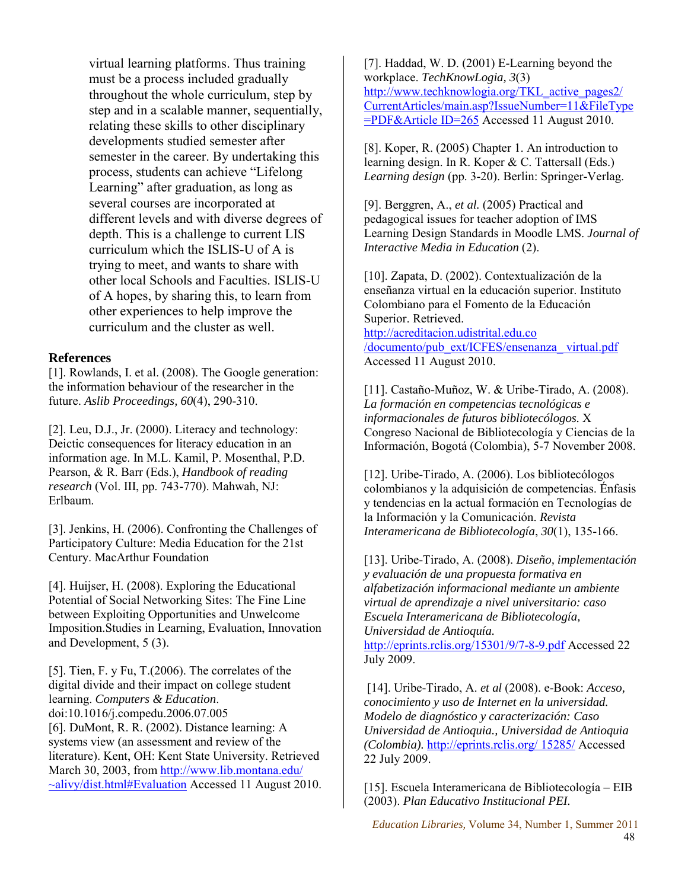virtual learning platforms. Thus training must be a process included gradually throughout the whole curriculum, step by step and in a scalable manner, sequentially, relating these skills to other disciplinary developments studied semester after semester in the career. By undertaking this process, students can achieve "Lifelong Learning" after graduation, as long as several courses are incorporated at different levels and with diverse degrees of depth. This is a challenge to current LIS curriculum which the ISLIS-U of A is trying to meet, and wants to share with other local Schools and Faculties. ISLIS-U of A hopes, by sharing this, to learn from other experiences to help improve the curriculum and the cluster as well.

**References**

[1]. Rowlands, I. et al. (2008). The Google generation: the information behaviour of the researcher in the future. *Aslib Proceedings, 60*(4), 290-310.

[2]. Leu, D.J., Jr. (2000). Literacy and technology: Deictic consequences for literacy education in an information age. In M.L. Kamil, P. Mosenthal, P.D. Pearson, & R. Barr (Eds.), *Handbook of reading research* (Vol. III, pp. 743-770). Mahwah, NJ: Erlbaum.

[3]. Jenkins, H. (2006). Confronting the Challenges of Participatory Culture: Media Education for the 21st Century. MacArthur Foundation

[4]. Huijser, H. (2008). Exploring the Educational Potential of Social Networking Sites: The Fine Line between Exploiting Opportunities and Unwelcome Imposition.Studies in Learning, Evaluation, Innovation and Development, 5 (3).

[5]. Tien, F. y Fu, T.(2006). The correlates of the digital divide and their impact on college student learning. *Computers & Education*. doi:10.1016/j.compedu.2006.07.005

[6]. DuMont, R. R. (2002). Distance learning: A systems view (an assessment and review of the literature). Kent, OH: Kent State University. Retrieved March 30, 2003, from http://www.lib.montana.edu/~alivy/dist.html#Evaluation Accessed 11 August 2010.

[7]. Haddad, W. D. (2001) E-Learning beyond the workplace. *TechKnowLogia, 3*(3) http://www.techknowlogia.org/TKL_active_pages2/CurrentArticles/main.asp?IssueNumber=11&FileType=PDF&Article ID=265 Accessed 11 August 2010.

[8]. Koper, R. (2005) Chapter 1. An introduction to learning design. In R. Koper & C. Tattersall (Eds.) *Learning design* (pp. 3-20). Berlin: Springer-Verlag.

[9]. Berggren, A., *et al.* (2005) Practical and pedagogical issues for teacher adoption of IMS Learning Design Standards in Moodle LMS. *Journal of Interactive Media in Education* (2).

[10]. Zapata, D. (2002). Contextualización de la enseñanza virtual en la educación superior. Instituto Colombiano para el Fomento de la Educación Superior. Retrieved. http://acreditacion.udistrital.edu.co/documento/pub_ext/ICFES/ensenanza_ virtual.pdf Accessed 11 August 2010.

[11]. Castaño-Muñoz, W. & Uribe-Tirado, A. (2008). *La formación en competencias tecnológicas e informacionales de futuros bibliotecólogos.* X Congreso Nacional de Bibliotecología y Ciencias de la Información, Bogotá (Colombia), 5-7 November 2008.

[12]. Uribe-Tirado, A. (2006). Los bibliotecólogos colombianos y la adquisición de competencias. Énfasis y tendencias en la actual formación en Tecnologías de la Información y la Comunicación. *Revista Interamericana de Bibliotecología*, *30*(1), 135-166.

[13]. Uribe-Tirado, A. (2008). *Diseño, implementación y evaluación de una propuesta formativa en alfabetización informacional mediante un ambiente virtual de aprendizaje a nivel universitario: caso Escuela Interamericana de Bibliotecología, Universidad de Antioquía.* http://eprints.rclis.org/15301/9/7-8-9.pdf Accessed 22 July 2009.

[14]. Uribe-Tirado, A. *et al* (2008). e-Book: *Acceso, conocimiento y uso de Internet en la universidad. Modelo de diagnóstico y caracterización: Caso Universidad de Antioquia., Universidad de Antioquia (Colombia).* http://eprints.rclis.org/ 15285/ Accessed 22 July 2009.

[15]. Escuela Interamericana de Bibliotecología – EIB (2003). *Plan Educativo Institucional PEI.*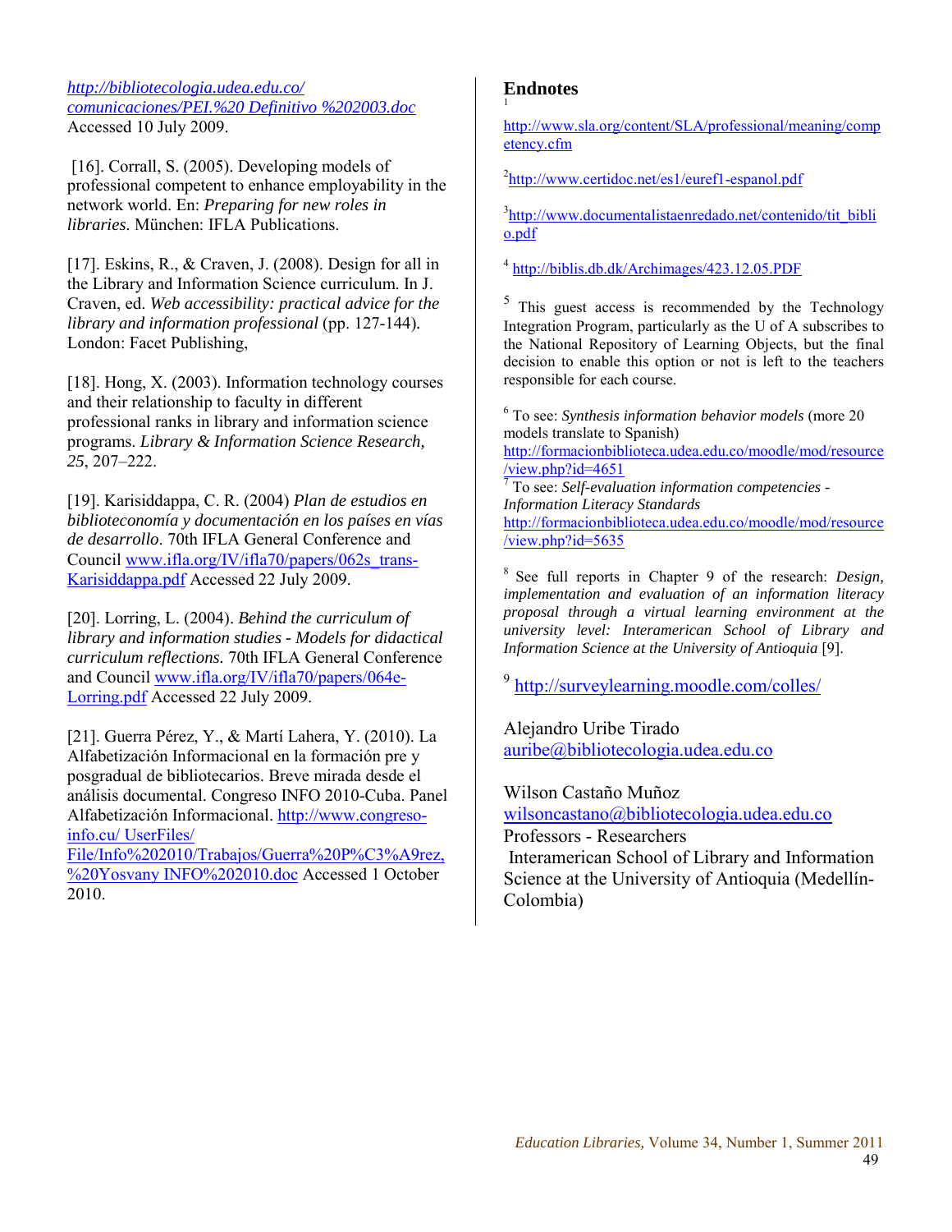http://bibliotecologia.udea.edu.co/comunicaciones/PEI.%20 Definitivo %202003.doc Accessed 10 July 2009.

[16]. Corrall, S. (2005). Developing models of professional competent to enhance employability in the network world. En: *Preparing for new roles in libraries*. München: IFLA Publications.

[17]. Eskins, R., & Craven, J. (2008). Design for all in the Library and Information Science curriculum. In J. Craven, ed. *Web accessibility: practical advice for the library and information professional* (pp. 127-144). London: Facet Publishing,

[18]. Hong, X. (2003). Information technology courses and their relationship to faculty in different professional ranks in library and information science programs. *Library & Information Science Research, 25*, 207–222.

[19]. Karisiddappa, C. R. (2004) *Plan de estudios en biblioteconomía y documentación en los países en vías de desarrollo*. 70th IFLA General Conference and Council www.ifla.org/IV/ifla70/papers/062s_trans-Karisiddappa.pdf Accessed 22 July 2009.

[20]. Lorring, L. (2004). *Behind the curriculum of library and information studies - Models for didactical curriculum reflections.* 70th IFLA General Conference and Council www.ifla.org/IV/ifla70/papers/064e-Lorring.pdf Accessed 22 July 2009.

[21]. Guerra Pérez, Y., & Martí Lahera, Y. (2010). La Alfabetización Informacional en la formación pre y posgradual de bibliotecarios. Breve mirada desde el análisis documental. Congreso INFO 2010-Cuba. Panel Alfabetización Informacional. http://www.congreso-info.cu/ UserFiles/ File/Info%202010/Trabajos/Guerra%20P%C3%A9rez,%20Yosvany INFO%202010.doc Accessed 1 October 2010.

## Endnotes

[1] http://www.sla.org/content/SLA/professional/meaning/competency.cfm

[2] http://www.certidoc.net/es1/euref1-espanol.pdf

[3] http://www.documentalistaenredado.net/contenido/tit_biblio.pdf

[4] http://biblis.db.dk/Archimages/423.12.05.PDF

[5] This guest access is recommended by the Technology Integration Program, particularly as the U of A subscribes to the National Repository of Learning Objects, but the final decision to enable this option or not is left to the teachers responsible for each course.

[6] To see: *Synthesis information behavior models* (more 20 models translate to Spanish) http://formacionbiblioteca.udea.edu.co/moodle/mod/resource/view.php?id=4651

[7] To see: *Self-evaluation information competencies - Information Literacy Standards* http://formacionbiblioteca.udea.edu.co/moodle/mod/resource/view.php?id=5635

[8] See full reports in Chapter 9 of the research: *Design, implementation and evaluation of an information literacy proposal through a virtual learning environment at the university level: Interamerican School of Library and Information Science at the University of Antioquia* [9].

[9] http://surveylearning.moodle.com/colles/

Alejandro Uribe Tirado
auribe@bibliotecologia.udea.edu.co

Wilson Castaño Muñoz
wilsoncastano@bibliotecologia.udea.edu.co
Professors - Researchers
Interamerican School of Library and Information Science at the University of Antioquia (Medellín-Colombia)